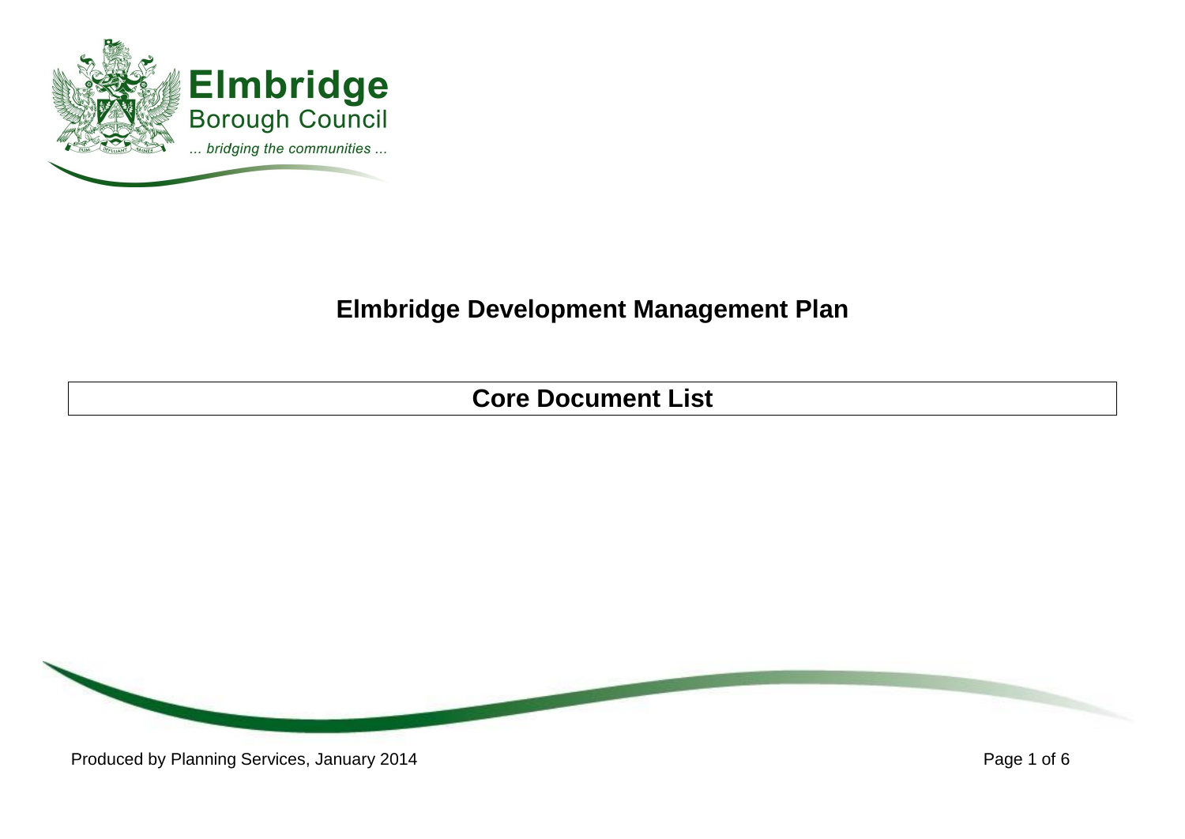Elmbridge
Borough Council
... bridging the communities ...

# Elmbridge Development Management Plan

## Core Document List

Produced by Planning Services, January 2014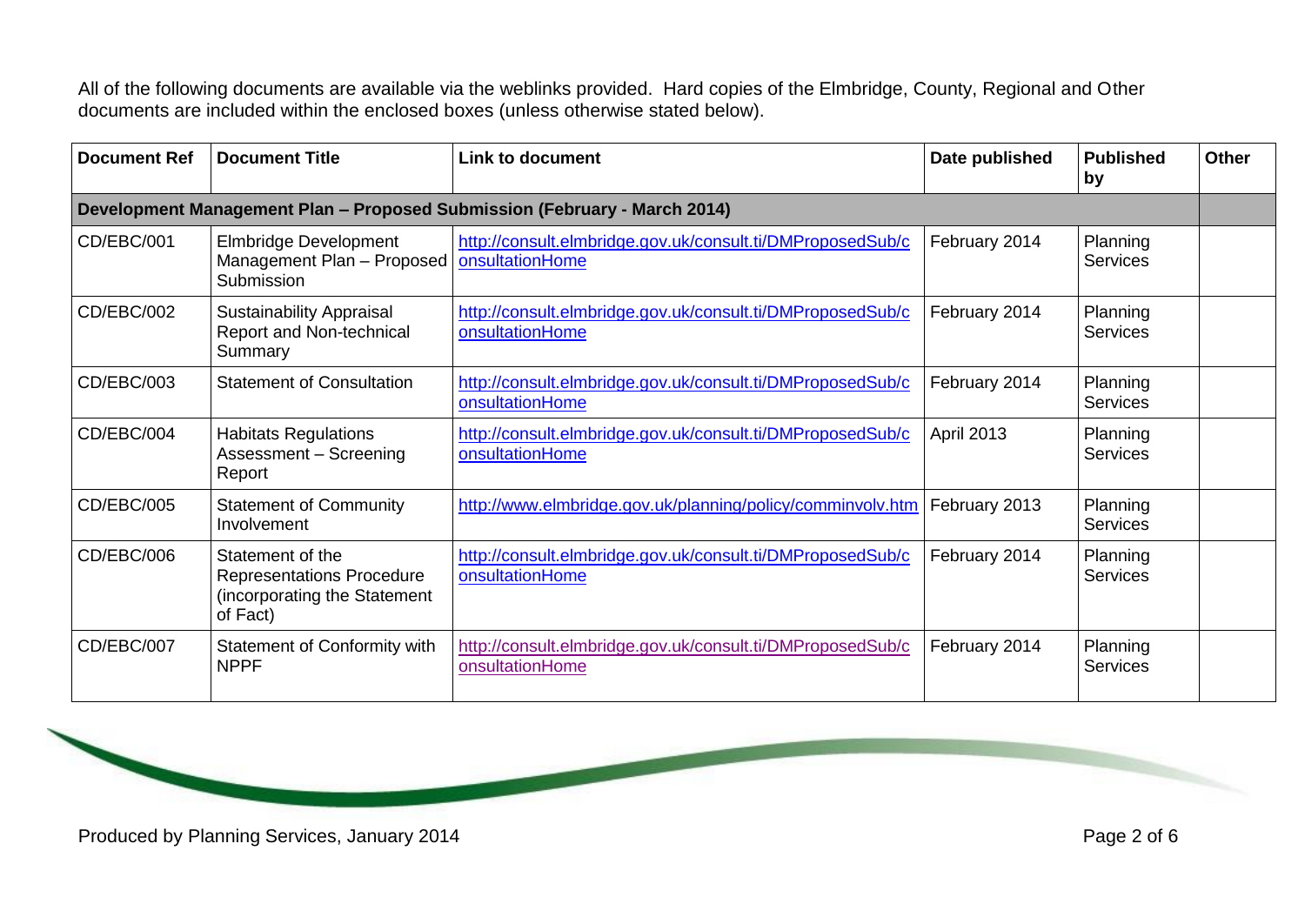All of the following documents are available via the weblinks provided. Hard copies of the Elmbridge, County, Regional and Other documents are included within the enclosed boxes (unless otherwise stated below).

| Document Ref | Document Title | Link to document | Date published | Published by | Other |
|---|---|---|---|---|---|
| **Development Management Plan – Proposed Submission (February - March 2014)** | | | | | |
| CD/EBC/001 | Elmbridge Development Management Plan – Proposed Submission | http://consult.elmbridge.gov.uk/consult.ti/DMProposedSub/consultationHome | February 2014 | Planning Services | |
| CD/EBC/002 | Sustainability Appraisal Report and Non-technical Summary | http://consult.elmbridge.gov.uk/consult.ti/DMProposedSub/consultationHome | February 2014 | Planning Services | |
| CD/EBC/003 | Statement of Consultation | http://consult.elmbridge.gov.uk/consult.ti/DMProposedSub/consultationHome | February 2014 | Planning Services | |
| CD/EBC/004 | Habitats Regulations Assessment – Screening Report | http://consult.elmbridge.gov.uk/consult.ti/DMProposedSub/consultationHome | April 2013 | Planning Services | |
| CD/EBC/005 | Statement of Community Involvement | http://www.elmbridge.gov.uk/planning/policy/comminvolv.htm | February 2013 | Planning Services | |
| CD/EBC/006 | Statement of the Representations Procedure (incorporating the Statement of Fact) | http://consult.elmbridge.gov.uk/consult.ti/DMProposedSub/consultationHome | February 2014 | Planning Services | |
| CD/EBC/007 | Statement of Conformity with NPPF | http://consult.elmbridge.gov.uk/consult.ti/DMProposedSub/consultationHome | February 2014 | Planning Services | |

Produced by Planning Services, January 2014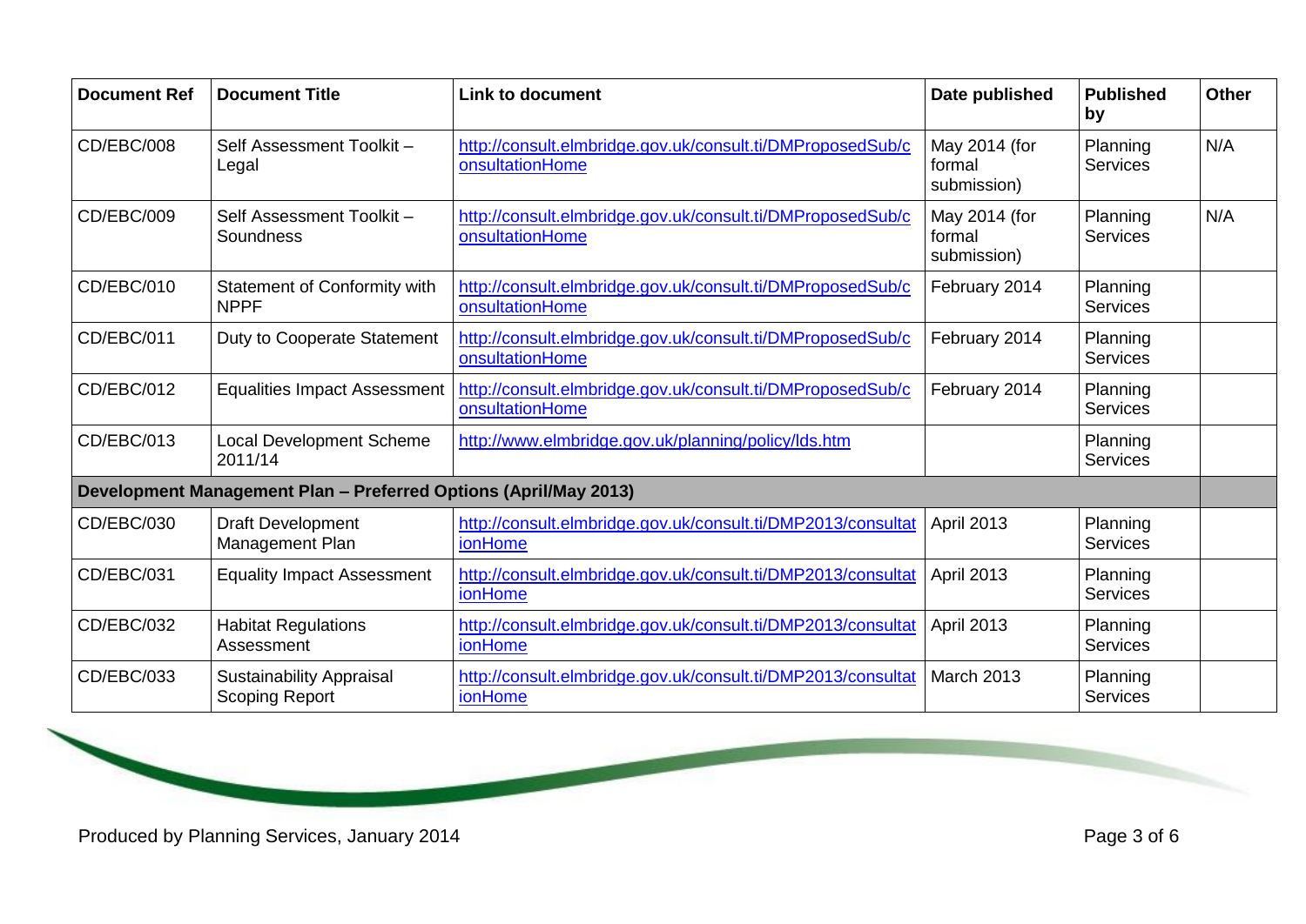| Document Ref | Document Title | Link to document | Date published | Published by | Other |
|---|---|---|---|---|---|
| CD/EBC/008 | Self Assessment Toolkit – Legal | http://consult.elmbridge.gov.uk/consult.ti/DMProposedSub/consultationHome | May 2014 (for formal submission) | Planning Services | N/A |
| CD/EBC/009 | Self Assessment Toolkit – Soundness | http://consult.elmbridge.gov.uk/consult.ti/DMProposedSub/consultationHome | May 2014 (for formal submission) | Planning Services | N/A |
| CD/EBC/010 | Statement of Conformity with NPPF | http://consult.elmbridge.gov.uk/consult.ti/DMProposedSub/consultationHome | February 2014 | Planning Services | |
| CD/EBC/011 | Duty to Cooperate Statement | http://consult.elmbridge.gov.uk/consult.ti/DMProposedSub/consultationHome | February 2014 | Planning Services | |
| CD/EBC/012 | Equalities Impact Assessment | http://consult.elmbridge.gov.uk/consult.ti/DMProposedSub/consultationHome | February 2014 | Planning Services | |
| CD/EBC/013 | Local Development Scheme 2011/14 | http://www.elmbridge.gov.uk/planning/policy/lds.htm | | Planning Services | |
| **Development Management Plan – Preferred Options (April/May 2013)** | | | | | |
| CD/EBC/030 | Draft Development Management Plan | http://consult.elmbridge.gov.uk/consult.ti/DMP2013/consultationHome | April 2013 | Planning Services | |
| CD/EBC/031 | Equality Impact Assessment | http://consult.elmbridge.gov.uk/consult.ti/DMP2013/consultationHome | April 2013 | Planning Services | |
| CD/EBC/032 | Habitat Regulations Assessment | http://consult.elmbridge.gov.uk/consult.ti/DMP2013/consultationHome | April 2013 | Planning Services | |
| CD/EBC/033 | Sustainability Appraisal Scoping Report | http://consult.elmbridge.gov.uk/consult.ti/DMP2013/consultationHome | March 2013 | Planning Services | |

Produced by Planning Services, January 2014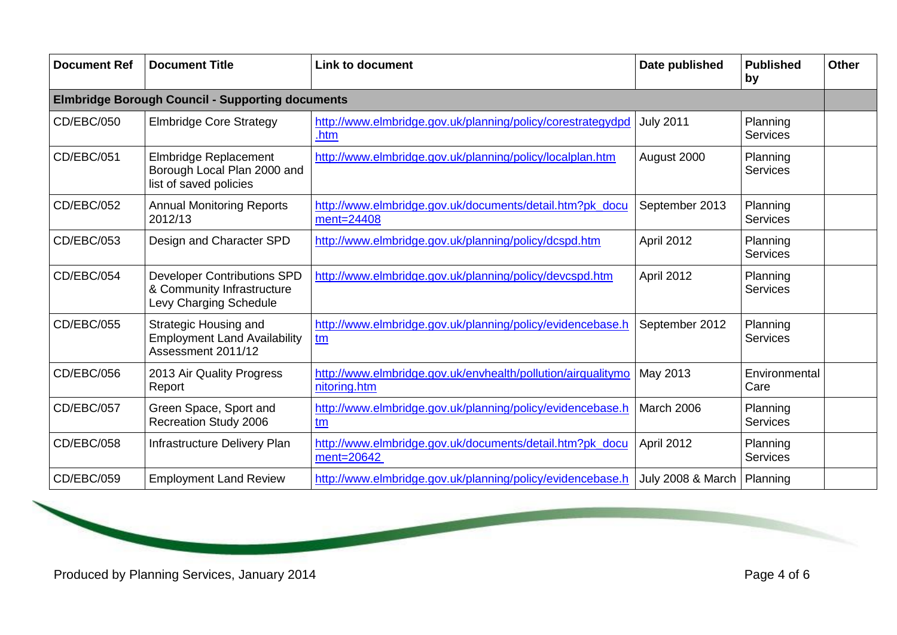| Document Ref | Document Title | Link to document | Date published | Published by | Other |
|---|---|---|---|---|---|
| **Elmbridge Borough Council - Supporting documents** | | | | | |
| CD/EBC/050 | Elmbridge Core Strategy | http://www.elmbridge.gov.uk/planning/policy/corestrategydpd.htm | July 2011 | Planning Services | |
| CD/EBC/051 | Elmbridge Replacement Borough Local Plan 2000 and list of saved policies | http://www.elmbridge.gov.uk/planning/policy/localplan.htm | August 2000 | Planning Services | |
| CD/EBC/052 | Annual Monitoring Reports 2012/13 | http://www.elmbridge.gov.uk/documents/detail.htm?pk_document=24408 | September 2013 | Planning Services | |
| CD/EBC/053 | Design and Character SPD | http://www.elmbridge.gov.uk/planning/policy/dcspd.htm | April 2012 | Planning Services | |
| CD/EBC/054 | Developer Contributions SPD & Community Infrastructure Levy Charging Schedule | http://www.elmbridge.gov.uk/planning/policy/devcspd.htm | April 2012 | Planning Services | |
| CD/EBC/055 | Strategic Housing and Employment Land Availability Assessment 2011/12 | http://www.elmbridge.gov.uk/planning/policy/evidencebase.htm | September 2012 | Planning Services | |
| CD/EBC/056 | 2013 Air Quality Progress Report | http://www.elmbridge.gov.uk/envhealth/pollution/airqualitymonitoring.htm | May 2013 | Environmental Care | |
| CD/EBC/057 | Green Space, Sport and Recreation Study 2006 | http://www.elmbridge.gov.uk/planning/policy/evidencebase.htm | March 2006 | Planning Services | |
| CD/EBC/058 | Infrastructure Delivery Plan | http://www.elmbridge.gov.uk/documents/detail.htm?pk_document=20642 | April 2012 | Planning Services | |
| CD/EBC/059 | Employment Land Review | http://www.elmbridge.gov.uk/planning/policy/evidencebase.h | July 2008 & March | Planning | |

Produced by Planning Services, January 2014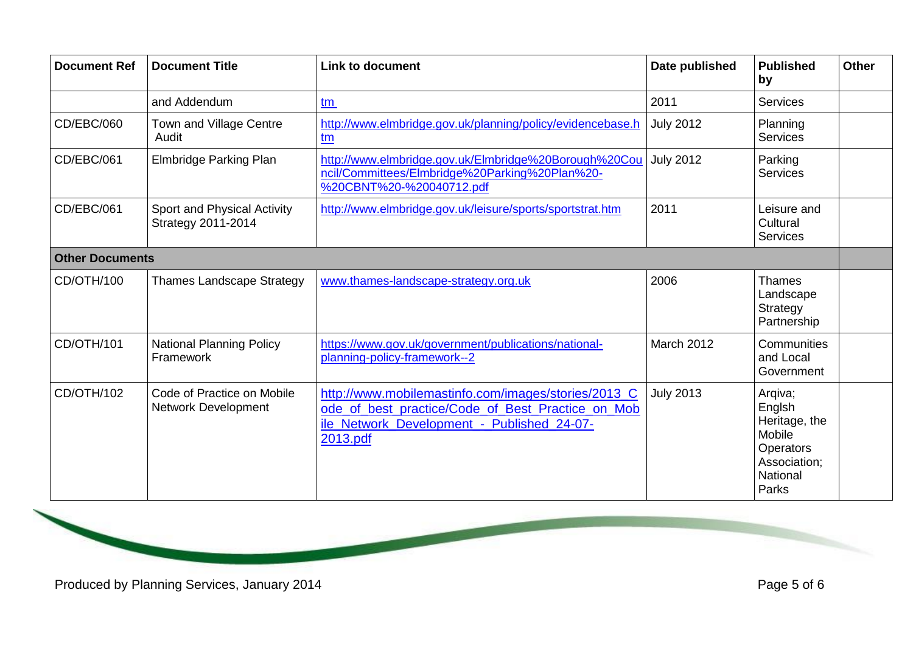| Document Ref | Document Title | Link to document | Date published | Published by | Other |
|---|---|---|---|---|---|
| | and Addendum | tm | 2011 | Services | |
| CD/EBC/060 | Town and Village Centre Audit | http://www.elmbridge.gov.uk/planning/policy/evidencebase.htm | July 2012 | Planning Services | |
| CD/EBC/061 | Elmbridge Parking Plan | http://www.elmbridge.gov.uk/Elmbridge%20Borough%20Council/Committees/Elmbridge%20Parking%20Plan%20-%20CBNT%20-%20040712.pdf | July 2012 | Parking Services | |
| CD/EBC/061 | Sport and Physical Activity Strategy 2011-2014 | http://www.elmbridge.gov.uk/leisure/sports/sportstrat.htm | 2011 | Leisure and Cultural Services | |
| **Other Documents** | | | | | |
| CD/OTH/100 | Thames Landscape Strategy | www.thames-landscape-strategy.org.uk | 2006 | Thames Landscape Strategy Partnership | |
| CD/OTH/101 | National Planning Policy Framework | https://www.gov.uk/government/publications/national-planning-policy-framework--2 | March 2012 | Communities and Local Government | |
| CD/OTH/102 | Code of Practice on Mobile Network Development | http://www.mobilemastinfo.com/images/stories/2013_Code_of_best_practice/Code_of_Best_Practice_on_Mobile_Network_Development_-_Published_24-07-2013.pdf | July 2013 | Arqiva; Englsh Heritage, the Mobile Operators Association; National Parks | |

Produced by Planning Services, January 2014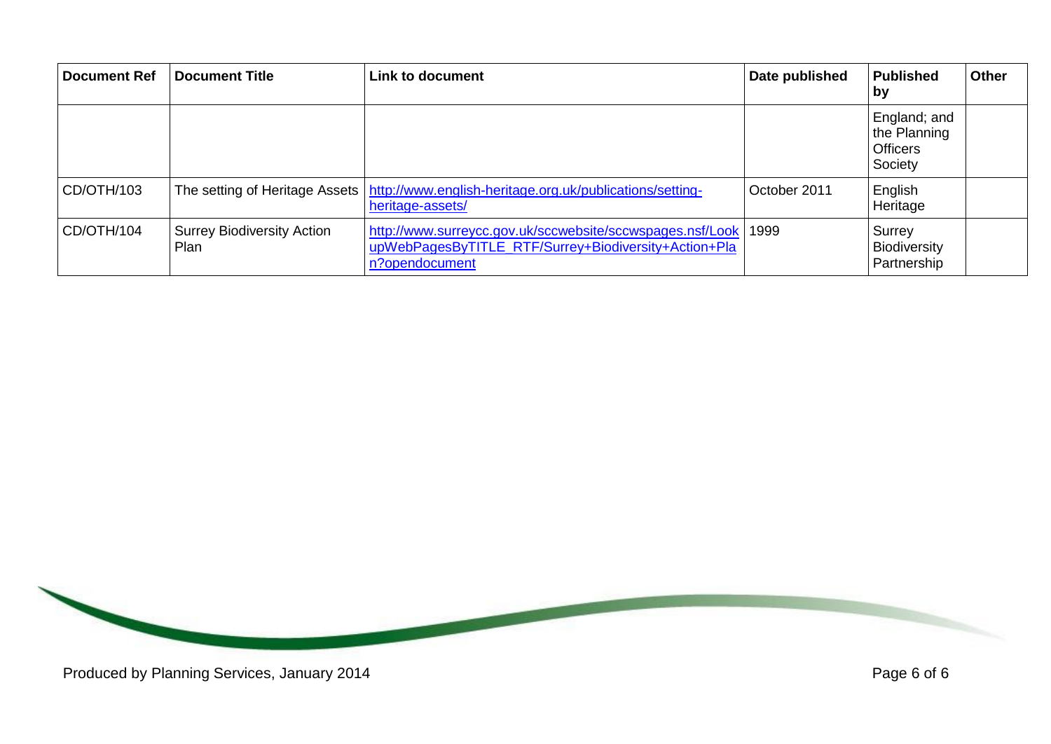| Document Ref | Document Title | Link to document | Date published | Published by | Other |
|---|---|---|---|---|---|
| | | | | England; and the Planning Officers Society | |
| CD/OTH/103 | The setting of Heritage Assets | http://www.english-heritage.org.uk/publications/setting-heritage-assets/ | October 2011 | English Heritage | |
| CD/OTH/104 | Surrey Biodiversity Action Plan | http://www.surreycc.gov.uk/sccwebsite/sccwspages.nsf/LookupWebPagesByTITLE_RTF/Surrey+Biodiversity+Action+Plan?opendocument | 1999 | Surrey Biodiversity Partnership | |

Produced by Planning Services, January 2014